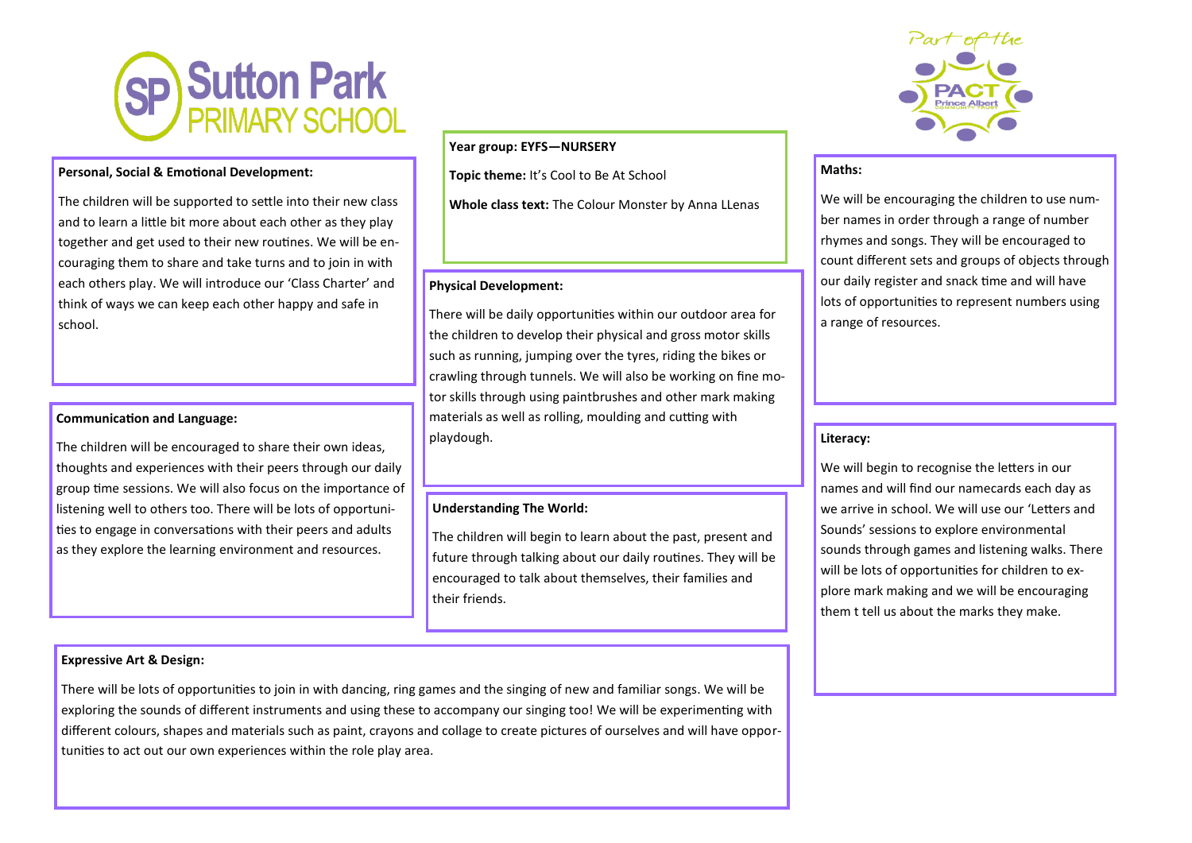# Sutton Park PRIMARY SCHOOL

Part of the PACT Prince Albert Community Trust

**Year group: EYFS—NURSERY**

**Topic theme:** It's Cool to Be At School

**Whole class text:** The Colour Monster by Anna LLenas

**Personal, Social & Emotional Development:**

The children will be supported to settle into their new class and to learn a little bit more about each other as they play together and get used to their new routines. We will be encouraging them to share and take turns and to join in with each others play. We will introduce our 'Class Charter' and think of ways we can keep each other happy and safe in school.

**Communication and Language:**

The children will be encouraged to share their own ideas, thoughts and experiences with their peers through our daily group time sessions. We will also focus on the importance of listening well to others too. There will be lots of opportunities to engage in conversations with their peers and adults as they explore the learning environment and resources.

**Physical Development:**

There will be daily opportunities within our outdoor area for the children to develop their physical and gross motor skills such as running, jumping over the tyres, riding the bikes or crawling through tunnels. We will also be working on fine motor skills through using paintbrushes and other mark making materials as well as rolling, moulding and cutting with playdough.

**Understanding The World:**

The children will begin to learn about the past, present and future through talking about our daily routines. They will be encouraged to talk about themselves, their families and their friends.

**Maths:**

We will be encouraging the children to use number names in order through a range of number rhymes and songs. They will be encouraged to count different sets and groups of objects through our daily register and snack time and will have lots of opportunities to represent numbers using a range of resources.

**Literacy:**

We will begin to recognise the letters in our names and will find our namecards each day as we arrive in school. We will use our 'Letters and Sounds' sessions to explore environmental sounds through games and listening walks. There will be lots of opportunities for children to explore mark making and we will be encouraging them t tell us about the marks they make.

**Expressive Art & Design:**

There will be lots of opportunities to join in with dancing, ring games and the singing of new and familiar songs. We will be exploring the sounds of different instruments and using these to accompany our singing too! We will be experimenting with different colours, shapes and materials such as paint, crayons and collage to create pictures of ourselves and will have opportunities to act out our own experiences within the role play area.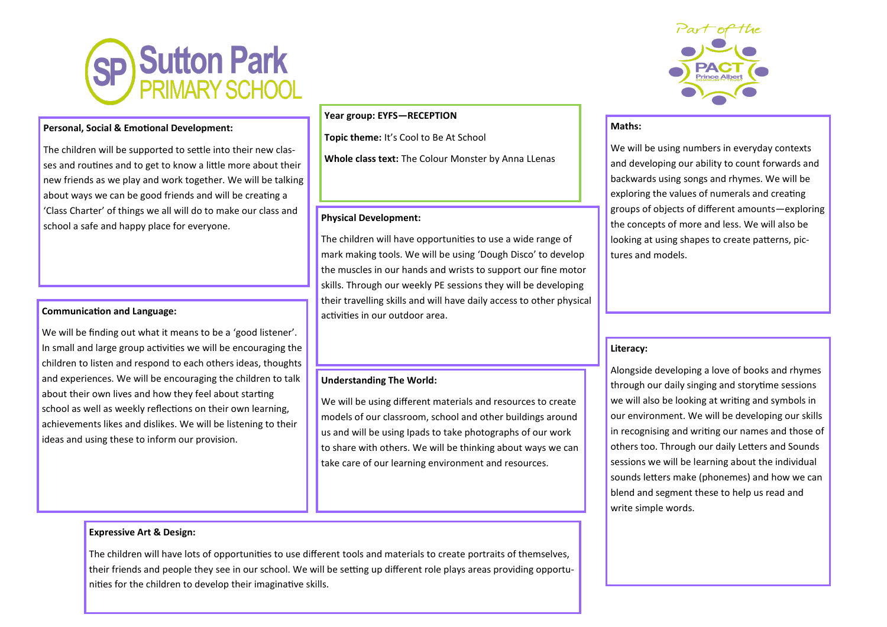# Sutton Park PRIMARY SCHOOL

Part of the PACT Prince Albert Community Trust

**Year group: EYFS—RECEPTION**

**Topic theme:** It's Cool to Be At School

**Whole class text:** The Colour Monster by Anna LLenas

## Personal, Social & Emotional Development:

The children will be supported to settle into their new classes and routines and to get to know a little more about their new friends as we play and work together. We will be talking about ways we can be good friends and will be creating a 'Class Charter' of things we all will do to make our class and school a safe and happy place for everyone.

## Communication and Language:

We will be finding out what it means to be a 'good listener'. In small and large group activities we will be encouraging the children to listen and respond to each others ideas, thoughts and experiences. We will be encouraging the children to talk about their own lives and how they feel about starting school as well as weekly reflections on their own learning, achievements likes and dislikes. We will be listening to their ideas and using these to inform our provision.

## Physical Development:

The children will have opportunities to use a wide range of mark making tools. We will be using 'Dough Disco' to develop the muscles in our hands and wrists to support our fine motor skills. Through our weekly PE sessions they will be developing their travelling skills and will have daily access to other physical activities in our outdoor area.

## Understanding The World:

We will be using different materials and resources to create models of our classroom, school and other buildings around us and will be using Ipads to take photographs of our work to share with others. We will be thinking about ways we can take care of our learning environment and resources.

## Maths:

We will be using numbers in everyday contexts and developing our ability to count forwards and backwards using songs and rhymes. We will be exploring the values of numerals and creating groups of objects of different amounts—exploring the concepts of more and less. We will also be looking at using shapes to create patterns, pictures and models.

## Literacy:

Alongside developing a love of books and rhymes through our daily singing and storytime sessions we will also be looking at writing and symbols in our environment. We will be developing our skills in recognising and writing our names and those of others too. Through our daily Letters and Sounds sessions we will be learning about the individual sounds letters make (phonemes) and how we can blend and segment these to help us read and write simple words.

## Expressive Art & Design:

The children will have lots of opportunities to use different tools and materials to create portraits of themselves, their friends and people they see in our school. We will be setting up different role plays areas providing opportunities for the children to develop their imaginative skills.